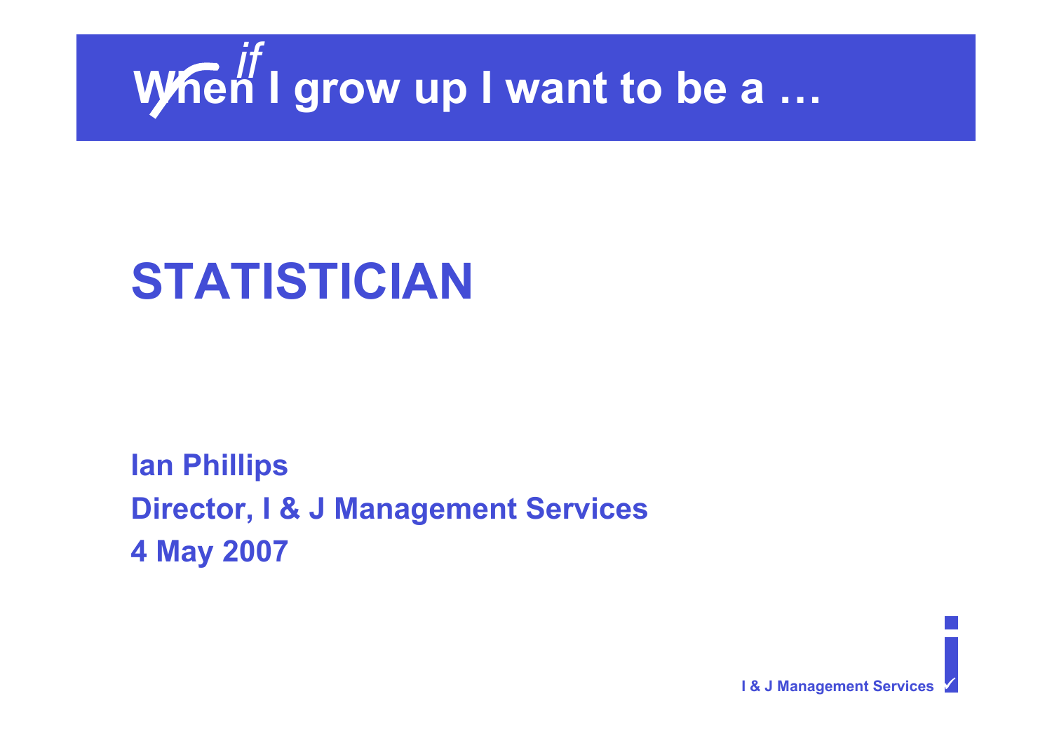# ~~When~~ *if* I grow up I want to be a …

## STATISTICIAN

**Ian Phillips**

**Director, I & J Management Services**

**4 May 2007**

I & J Management Services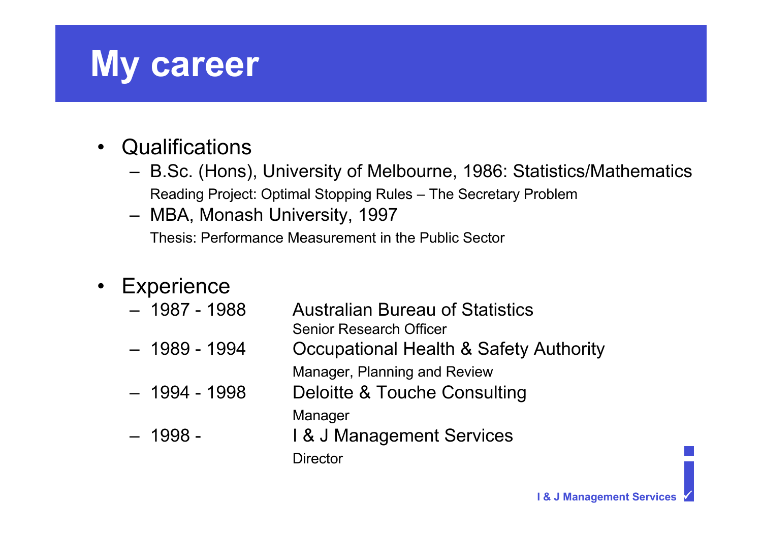# My career

- Qualifications
  - B.Sc. (Hons), University of Melbourne, 1986: Statistics/Mathematics
    Reading Project: Optimal Stopping Rules – The Secretary Problem
  - MBA, Monash University, 1997
    Thesis: Performance Measurement in the Public Sector

- Experience
  - 1987 - 1988 — Australian Bureau of Statistics
    Senior Research Officer
  - 1989 - 1994 — Occupational Health & Safety Authority
    Manager, Planning and Review
  - 1994 - 1998 — Deloitte & Touche Consulting
    Manager
  - 1998 - — I & J Management Services
    Director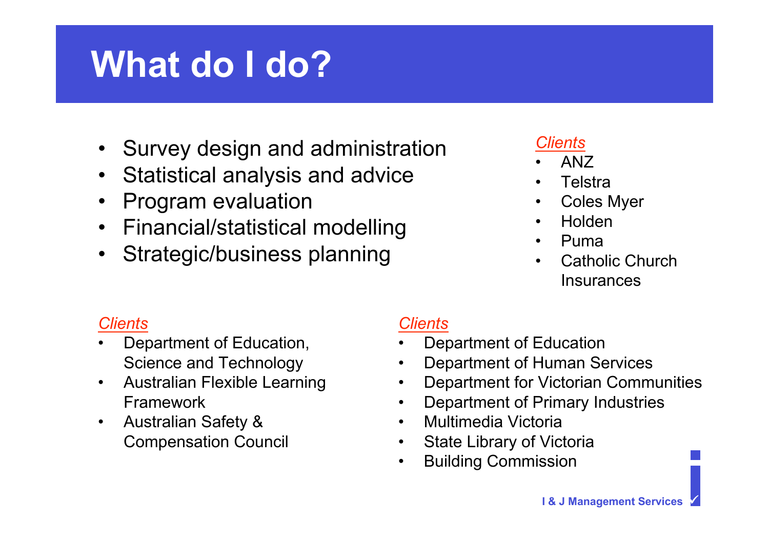# What do I do?

- Survey design and administration
- Statistical analysis and advice
- Program evaluation
- Financial/statistical modelling
- Strategic/business planning

*Clients*

- ANZ
- Telstra
- Coles Myer
- Holden
- Puma
- Catholic Church Insurances

*Clients*

- Department of Education, Science and Technology
- Australian Flexible Learning Framework
- Australian Safety & Compensation Council

*Clients*

- Department of Education
- Department of Human Services
- Department for Victorian Communities
- Department of Primary Industries
- Multimedia Victoria
- State Library of Victoria
- Building Commission

**I & J Management Services**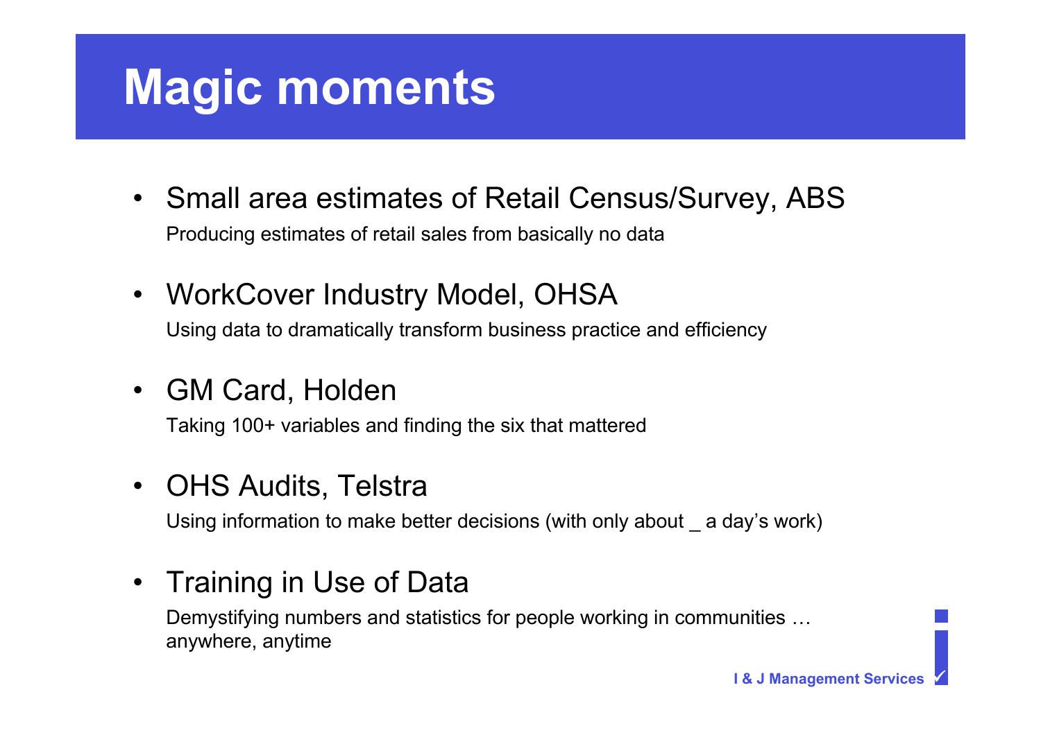# Magic moments

- Small area estimates of Retail Census/Survey, ABS

  Producing estimates of retail sales from basically no data

- WorkCover Industry Model, OHSA

  Using data to dramatically transform business practice and efficiency

- GM Card, Holden

  Taking 100+ variables and finding the six that mattered

- OHS Audits, Telstra

  Using information to make better decisions (with only about _ a day's work)

- Training in Use of Data

  Demystifying numbers and statistics for people working in communities … anywhere, anytime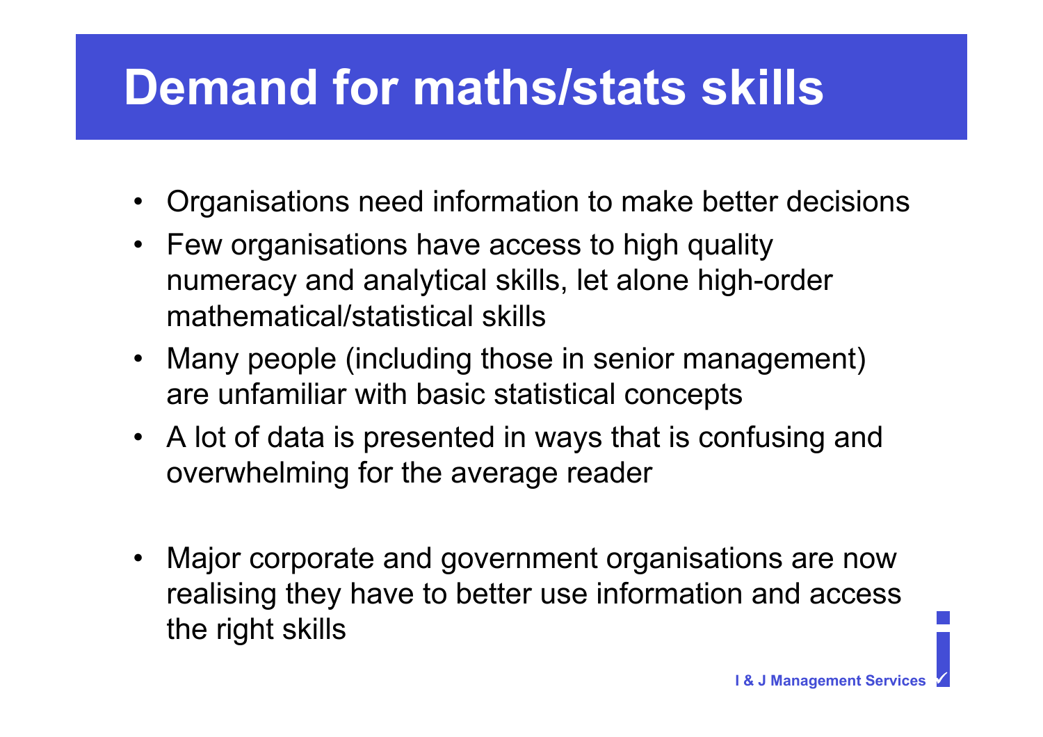# Demand for maths/stats skills

- Organisations need information to make better decisions
- Few organisations have access to high quality numeracy and analytical skills, let alone high-order mathematical/statistical skills
- Many people (including those in senior management) are unfamiliar with basic statistical concepts
- A lot of data is presented in ways that is confusing and overwhelming for the average reader

- Major corporate and government organisations are now realising they have to better use information and access the right skills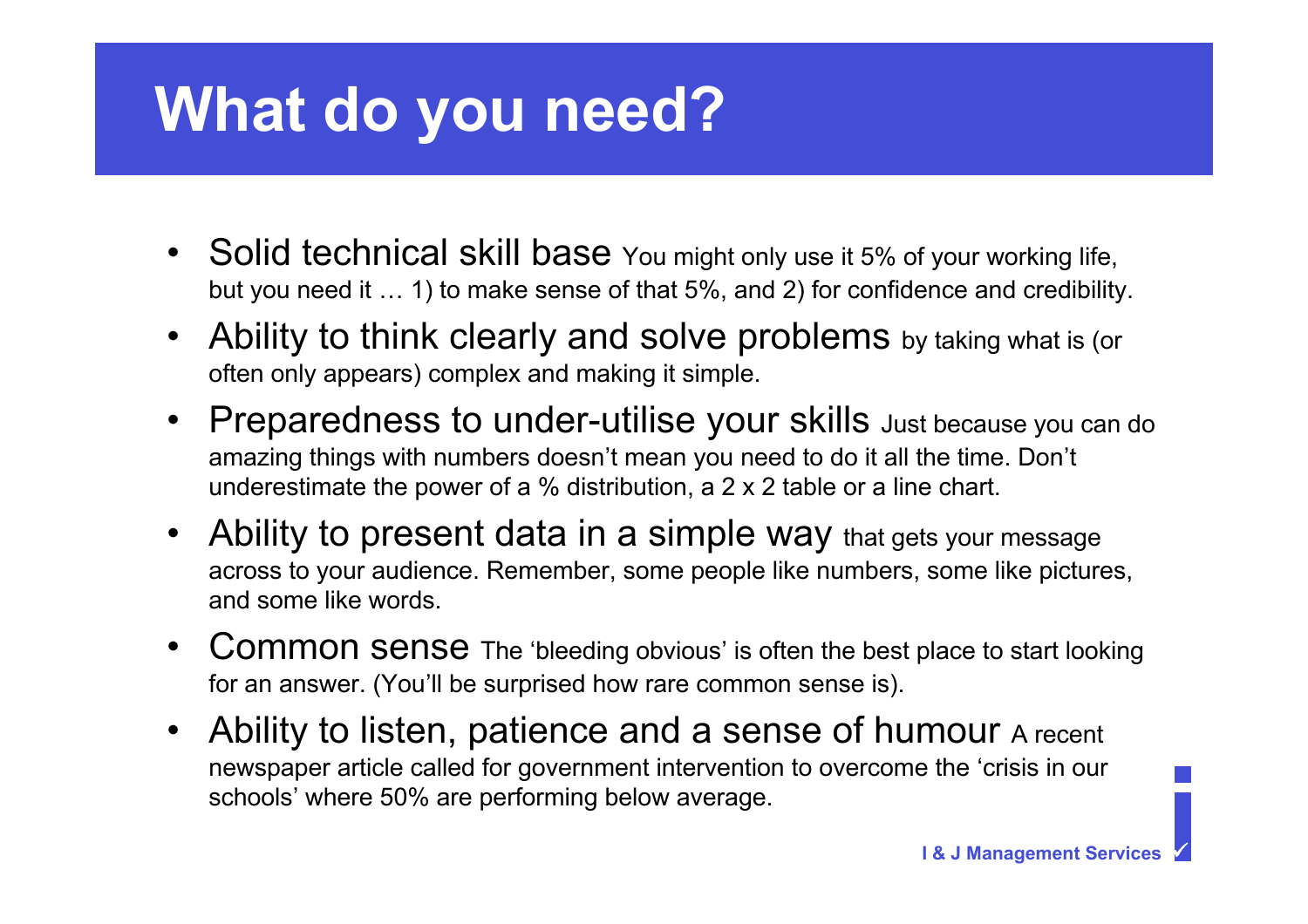# What do you need?

- Solid technical skill base You might only use it 5% of your working life, but you need it … 1) to make sense of that 5%, and 2) for confidence and credibility.
- Ability to think clearly and solve problems by taking what is (or often only appears) complex and making it simple.
- Preparedness to under-utilise your skills Just because you can do amazing things with numbers doesn't mean you need to do it all the time. Don't underestimate the power of a % distribution, a 2 x 2 table or a line chart.
- Ability to present data in a simple way that gets your message across to your audience. Remember, some people like numbers, some like pictures, and some like words.
- Common sense The 'bleeding obvious' is often the best place to start looking for an answer. (You'll be surprised how rare common sense is).
- Ability to listen, patience and a sense of humour A recent newspaper article called for government intervention to overcome the 'crisis in our schools' where 50% are performing below average.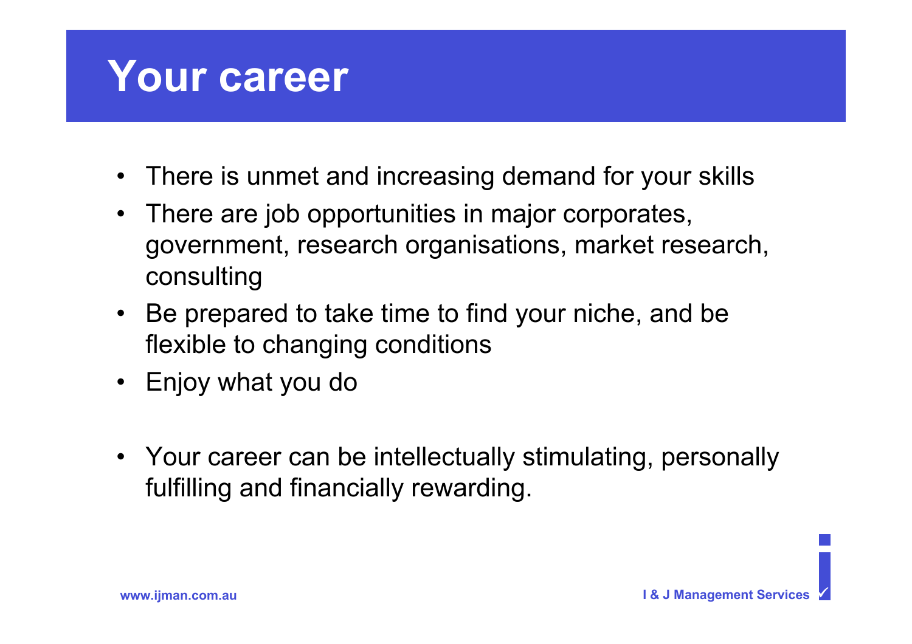# Your career

- There is unmet and increasing demand for your skills
- There are job opportunities in major corporates, government, research organisations, market research, consulting
- Be prepared to take time to find your niche, and be flexible to changing conditions
- Enjoy what you do

- Your career can be intellectually stimulating, personally fulfilling and financially rewarding.